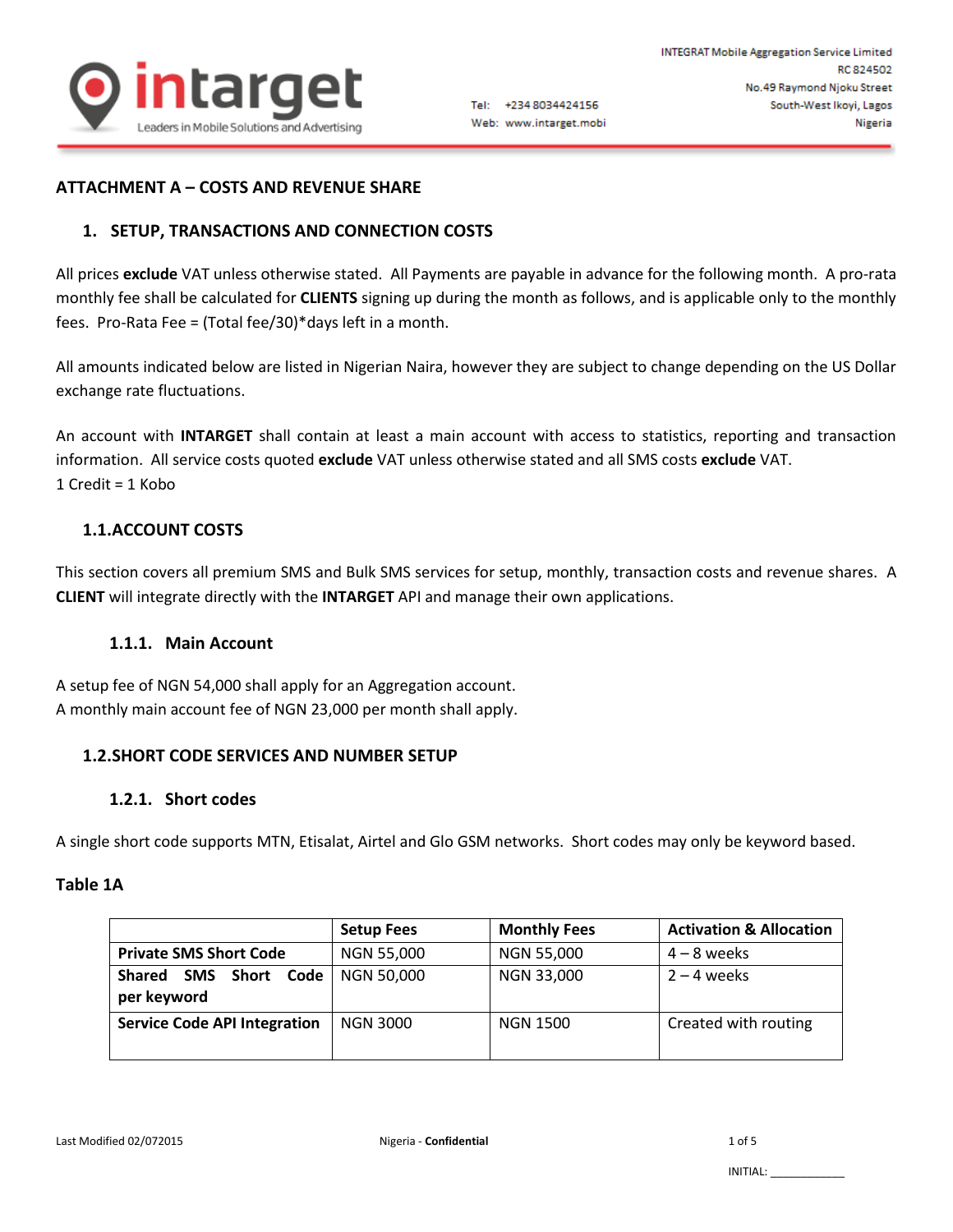## ATTACHMENT A – COSTS AND REVENUE SHARE

### 1. SETUP, TRANSACTIONS AND CONNECTION COSTS

All prices **exclude** VAT unless otherwise stated. All Payments are payable in advance for the following month. A pro-rata monthly fee shall be calculated for **CLIENTS** signing up during the month as follows, and is applicable only to the monthly fees. Pro-Rata Fee = (Total fee/30)*days left in a month.

All amounts indicated below are listed in Nigerian Naira, however they are subject to change depending on the US Dollar exchange rate fluctuations.

An account with **INTARGET** shall contain at least a main account with access to statistics, reporting and transaction information. All service costs quoted **exclude** VAT unless otherwise stated and all SMS costs **exclude** VAT.
1 Credit = 1 Kobo

### 1.1. ACCOUNT COSTS

This section covers all premium SMS and Bulk SMS services for setup, monthly, transaction costs and revenue shares. A **CLIENT** will integrate directly with the **INTARGET** API and manage their own applications.

#### 1.1.1. Main Account

A setup fee of NGN 54,000 shall apply for an Aggregation account.
A monthly main account fee of NGN 23,000 per month shall apply.

### 1.2. SHORT CODE SERVICES AND NUMBER SETUP

#### 1.2.1. Short codes

A single short code supports MTN, Etisalat, Airtel and Glo GSM networks. Short codes may only be keyword based.

**Table 1A**

| | Setup Fees | Monthly Fees | Activation & Allocation |
|---|---|---|---|
| **Private SMS Short Code** | NGN 55,000 | NGN 55,000 | 4 – 8 weeks |
| **Shared SMS Short Code per keyword** | NGN 50,000 | NGN 33,000 | 2 – 4 weeks |
| **Service Code API Integration** | NGN 3000 | NGN 1500 | Created with routing |

INITIAL: ____________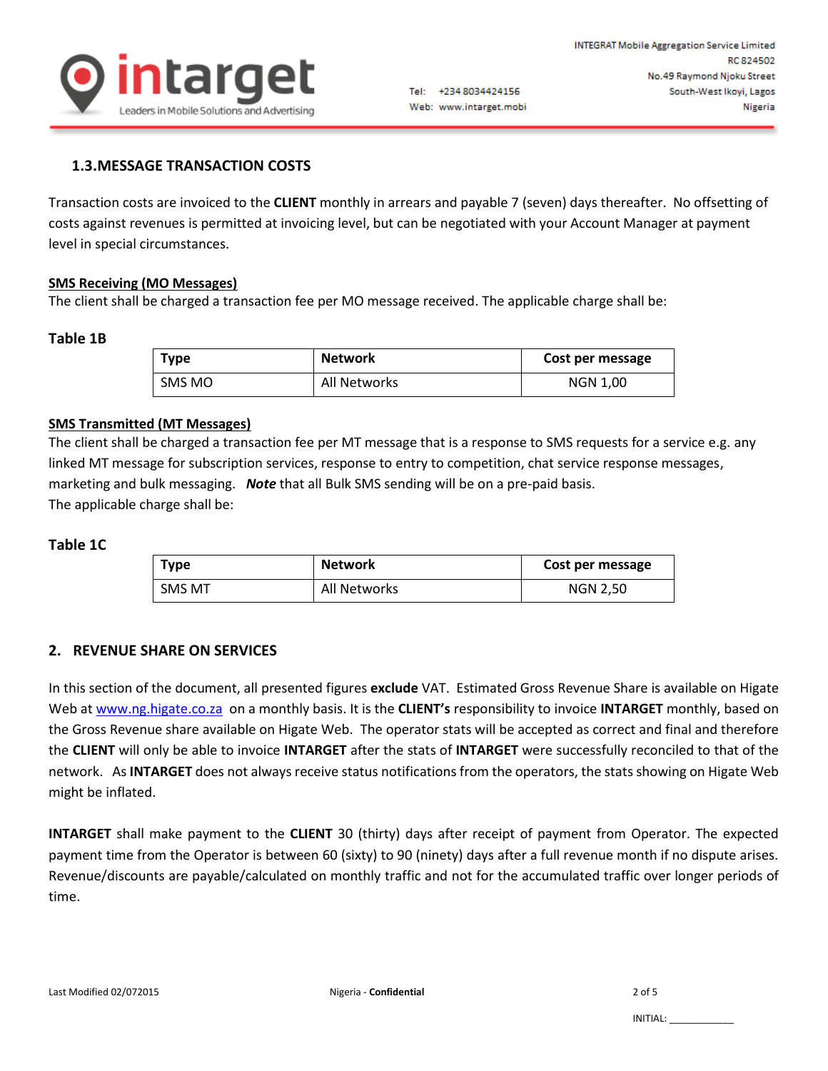### 1.3. MESSAGE TRANSACTION COSTS

Transaction costs are invoiced to the **CLIENT** monthly in arrears and payable 7 (seven) days thereafter. No offsetting of costs against revenues is permitted at invoicing level, but can be negotiated with your Account Manager at payment level in special circumstances.

**SMS Receiving (MO Messages)**

The client shall be charged a transaction fee per MO message received. The applicable charge shall be:

**Table 1B**

| Type | Network | Cost per message |
|---|---|---|
| SMS MO | All Networks | NGN 1,00 |

**SMS Transmitted (MT Messages)**

The client shall be charged a transaction fee per MT message that is a response to SMS requests for a service e.g. any linked MT message for subscription services, response to entry to competition, chat service response messages, marketing and bulk messaging. ***Note*** that all Bulk SMS sending will be on a pre-paid basis.

The applicable charge shall be:

**Table 1C**

| Type | Network | Cost per message |
|---|---|---|
| SMS MT | All Networks | NGN 2,50 |

## 2. REVENUE SHARE ON SERVICES

In this section of the document, all presented figures **exclude** VAT. Estimated Gross Revenue Share is available on Higate Web at www.ng.higate.co.za on a monthly basis. It is the **CLIENT's** responsibility to invoice **INTARGET** monthly, based on the Gross Revenue share available on Higate Web. The operator stats will be accepted as correct and final and therefore the **CLIENT** will only be able to invoice **INTARGET** after the stats of **INTARGET** were successfully reconciled to that of the network. As **INTARGET** does not always receive status notifications from the operators, the stats showing on Higate Web might be inflated.

**INTARGET** shall make payment to the **CLIENT** 30 (thirty) days after receipt of payment from Operator. The expected payment time from the Operator is between 60 (sixty) to 90 (ninety) days after a full revenue month if no dispute arises. Revenue/discounts are payable/calculated on monthly traffic and not for the accumulated traffic over longer periods of time.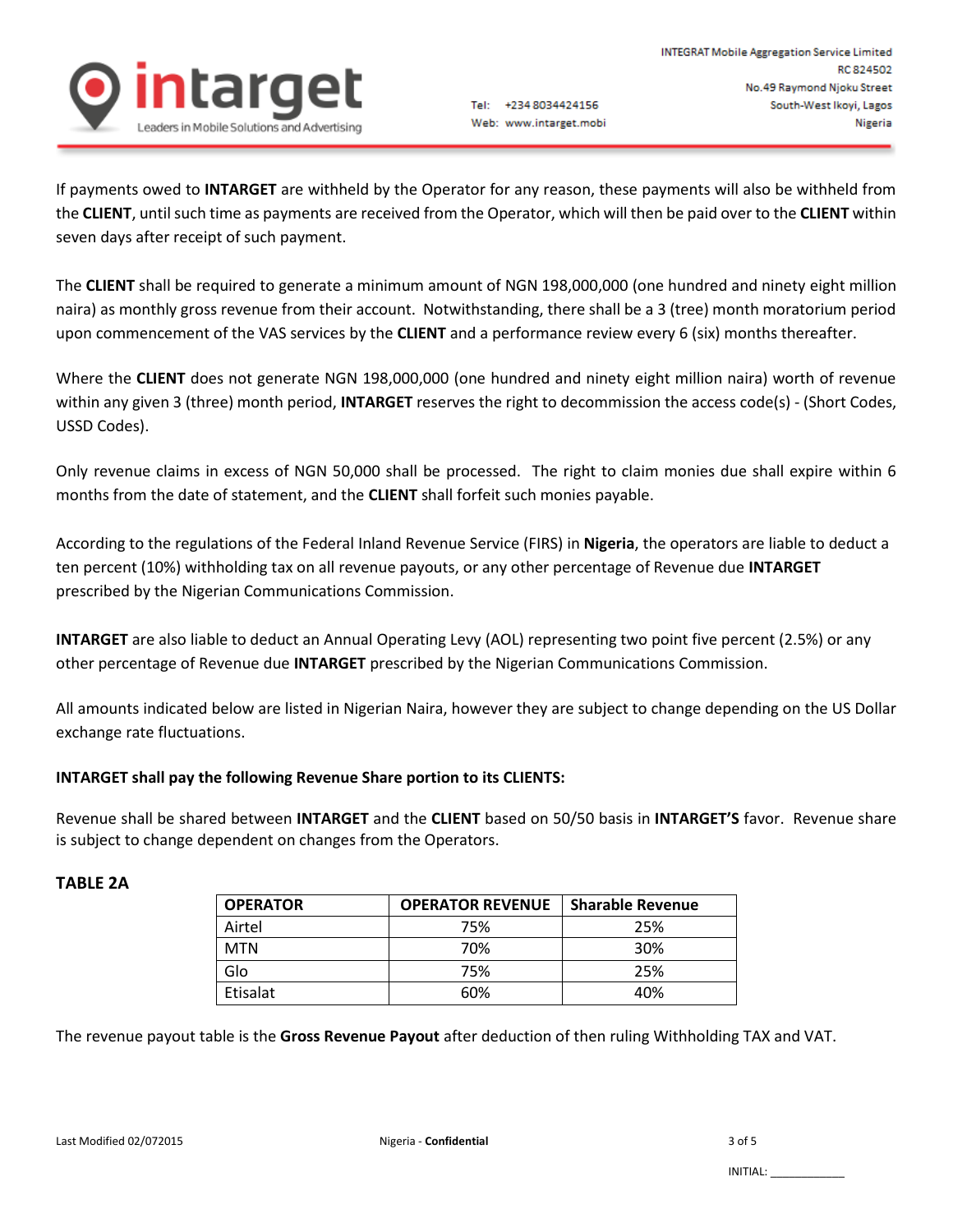If payments owed to **INTARGET** are withheld by the Operator for any reason, these payments will also be withheld from the **CLIENT**, until such time as payments are received from the Operator, which will then be paid over to the **CLIENT** within seven days after receipt of such payment.

The **CLIENT** shall be required to generate a minimum amount of NGN 198,000,000 (one hundred and ninety eight million naira) as monthly gross revenue from their account. Notwithstanding, there shall be a 3 (tree) month moratorium period upon commencement of the VAS services by the **CLIENT** and a performance review every 6 (six) months thereafter.

Where the **CLIENT** does not generate NGN 198,000,000 (one hundred and ninety eight million naira) worth of revenue within any given 3 (three) month period, **INTARGET** reserves the right to decommission the access code(s) - (Short Codes, USSD Codes).

Only revenue claims in excess of NGN 50,000 shall be processed. The right to claim monies due shall expire within 6 months from the date of statement, and the **CLIENT** shall forfeit such monies payable.

According to the regulations of the Federal Inland Revenue Service (FIRS) in **Nigeria**, the operators are liable to deduct a ten percent (10%) withholding tax on all revenue payouts, or any other percentage of Revenue due **INTARGET** prescribed by the Nigerian Communications Commission.

**INTARGET** are also liable to deduct an Annual Operating Levy (AOL) representing two point five percent (2.5%) or any other percentage of Revenue due **INTARGET** prescribed by the Nigerian Communications Commission.

All amounts indicated below are listed in Nigerian Naira, however they are subject to change depending on the US Dollar exchange rate fluctuations.

**INTARGET shall pay the following Revenue Share portion to its CLIENTS:**

Revenue shall be shared between **INTARGET** and the **CLIENT** based on 50/50 basis in **INTARGET'S** favor. Revenue share is subject to change dependent on changes from the Operators.

**TABLE 2A**

| OPERATOR | OPERATOR REVENUE | Sharable Revenue |
|---|---|---|
| Airtel | 75% | 25% |
| MTN | 70% | 30% |
| Glo | 75% | 25% |
| Etisalat | 60% | 40% |

The revenue payout table is the **Gross Revenue Payout** after deduction of then ruling Withholding TAX and VAT.

INITIAL: ____________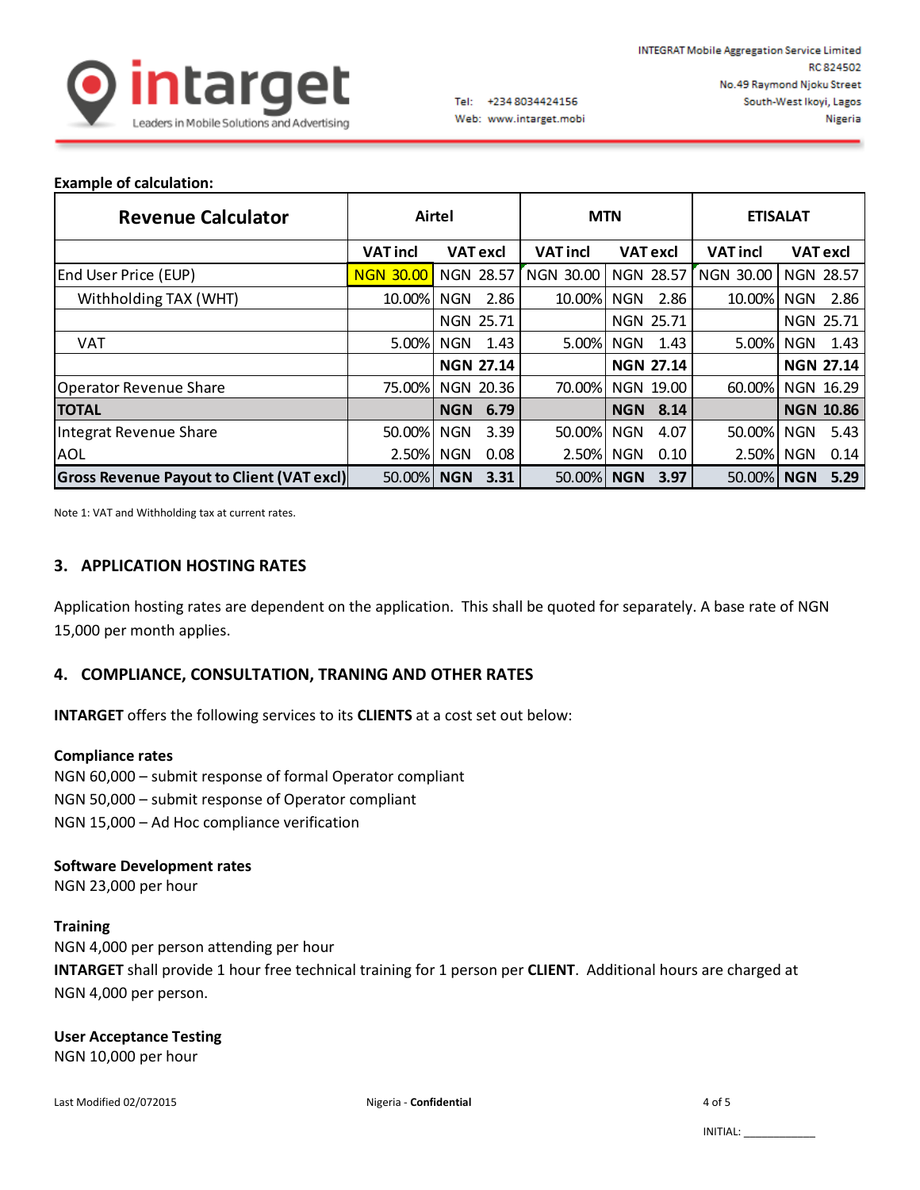**Example of calculation:**

| Revenue Calculator | Airtel | | MTN | | ETISALAT | |
|---|---|---|---|---|---|---|
| | VAT incl | VAT excl | VAT incl | VAT excl | VAT incl | VAT excl |
| End User Price (EUP) | NGN 30.00 | NGN 28.57 | NGN 30.00 | NGN 28.57 | NGN 30.00 | NGN 28.57 |
| Withholding TAX (WHT) | 10.00% | NGN 2.86 | 10.00% | NGN 2.86 | 10.00% | NGN 2.86 |
| | | NGN 25.71 | | NGN 25.71 | | NGN 25.71 |
| VAT | 5.00% | NGN 1.43 | 5.00% | NGN 1.43 | 5.00% | NGN 1.43 |
| | | **NGN 27.14** | | **NGN 27.14** | | **NGN 27.14** |
| Operator Revenue Share | 75.00% | NGN 20.36 | 70.00% | NGN 19.00 | 60.00% | NGN 16.29 |
| **TOTAL** | | **NGN 6.79** | | **NGN 8.14** | | **NGN 10.86** |
| Integrat Revenue Share | 50.00% | NGN 3.39 | 50.00% | NGN 4.07 | 50.00% | NGN 5.43 |
| AOL | 2.50% | NGN 0.08 | 2.50% | NGN 0.10 | 2.50% | NGN 0.14 |
| **Gross Revenue Payout to Client (VAT excl)** | 50.00% | **NGN 3.31** | 50.00% | **NGN 3.97** | 50.00% | **NGN 5.29** |

Note 1: VAT and Withholding tax at current rates.

## 3. APPLICATION HOSTING RATES

Application hosting rates are dependent on the application. This shall be quoted for separately. A base rate of NGN 15,000 per month applies.

## 4. COMPLIANCE, CONSULTATION, TRANING AND OTHER RATES

**INTARGET** offers the following services to its **CLIENTS** at a cost set out below:

**Compliance rates**

NGN 60,000 – submit response of formal Operator compliant
NGN 50,000 – submit response of Operator compliant
NGN 15,000 – Ad Hoc compliance verification

**Software Development rates**

NGN 23,000 per hour

**Training**

NGN 4,000 per person attending per hour
**INTARGET** shall provide 1 hour free technical training for 1 person per **CLIENT**. Additional hours are charged at NGN 4,000 per person.

**User Acceptance Testing**

NGN 10,000 per hour

INITIAL: ____________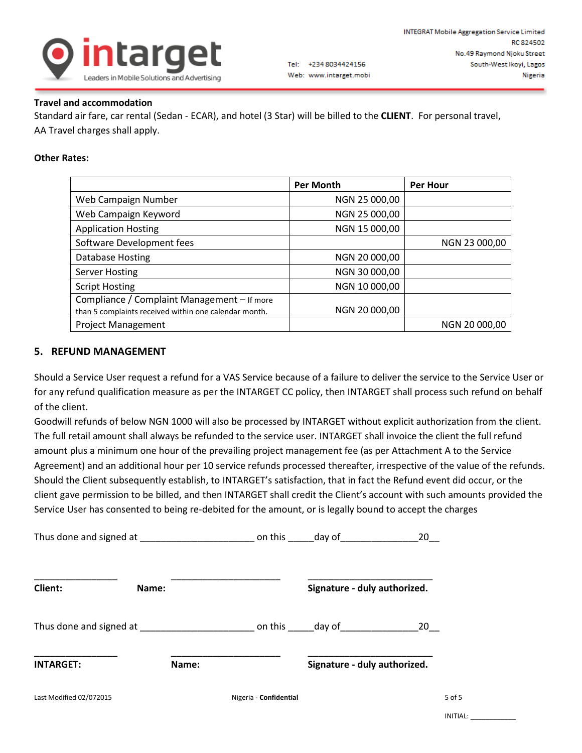**Travel and accommodation**

Standard air fare, car rental (Sedan - ECAR), and hotel (3 Star) will be billed to the **CLIENT**. For personal travel, AA Travel charges shall apply.

**Other Rates:**

| | Per Month | Per Hour |
|---|---|---|
| Web Campaign Number | NGN 25 000,00 | |
| Web Campaign Keyword | NGN 25 000,00 | |
| Application Hosting | NGN 15 000,00 | |
| Software Development fees | | NGN 23 000,00 |
| Database Hosting | NGN 20 000,00 | |
| Server Hosting | NGN 30 000,00 | |
| Script Hosting | NGN 10 000,00 | |
| Compliance / Complaint Management – If more than 5 complaints received within one calendar month. | NGN 20 000,00 | |
| Project Management | | NGN 20 000,00 |

## 5. REFUND MANAGEMENT

Should a Service User request a refund for a VAS Service because of a failure to deliver the service to the Service User or for any refund qualification measure as per the INTARGET CC policy, then INTARGET shall process such refund on behalf of the client.

Goodwill refunds of below NGN 1000 will also be processed by INTARGET without explicit authorization from the client. The full retail amount shall always be refunded to the service user. INTARGET shall invoice the client the full refund amount plus a minimum one hour of the prevailing project management fee (as per Attachment A to the Service Agreement) and an additional hour per 10 service refunds processed thereafter, irrespective of the value of the refunds. Should the Client subsequently establish, to INTARGET's satisfaction, that in fact the Refund event did occur, or the client gave permission to be billed, and then INTARGET shall credit the Client's account with such amounts provided the Service User has consented to being re-debited for the amount, or is legally bound to accept the charges

Thus done and signed at ______________________ on this _____day of_______________20__

________________ ______________________ _________________________

**Client:** **Name:** **Signature - duly authorized.**

Thus done and signed at ______________________ on this _____day of_______________20__

________________ ______________________ _________________________

**INTARGET:** **Name:** **Signature - duly authorized.**

INITIAL: ____________